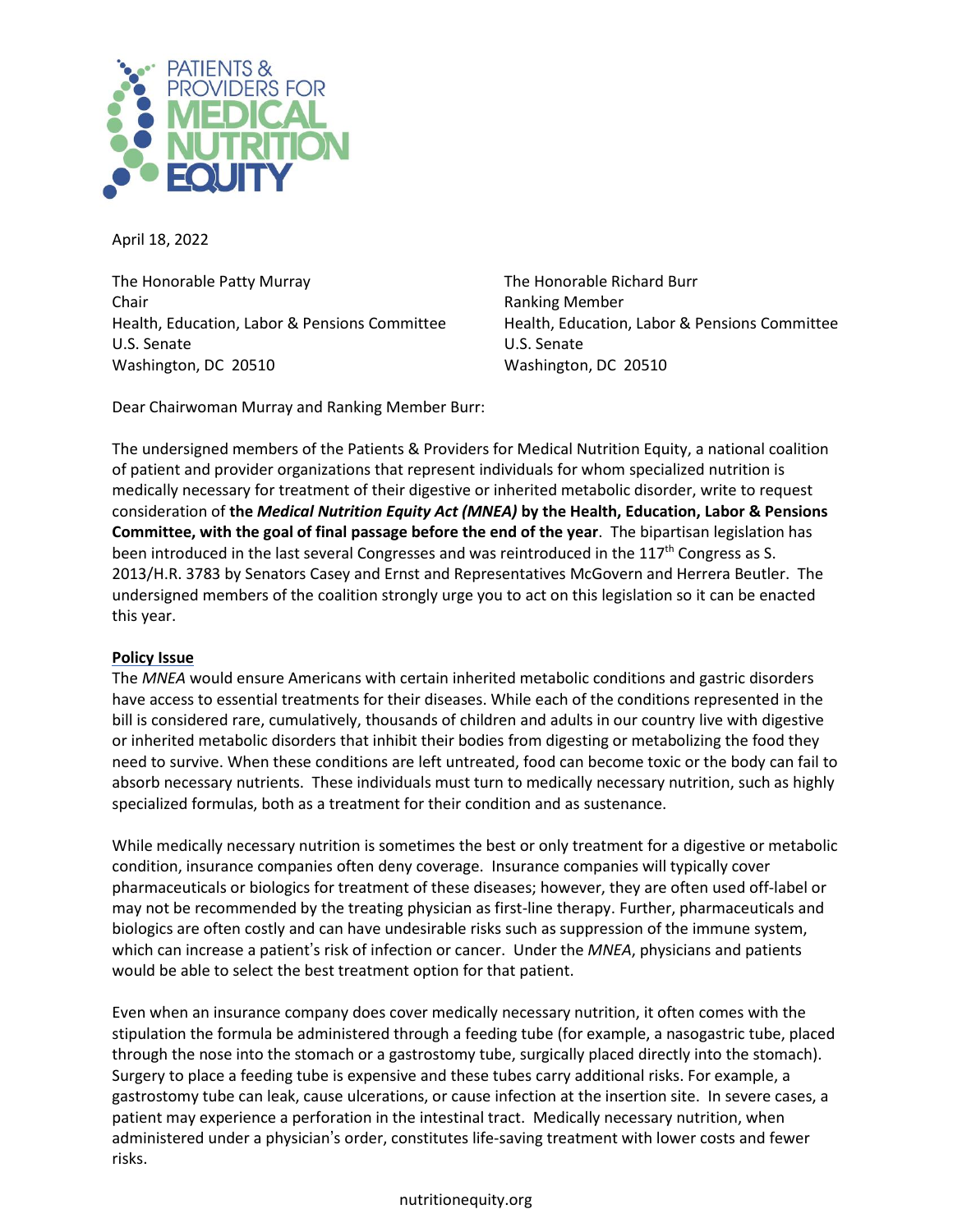PATIENTS & PROVIDERS FOR MEDICAL NUTRITION EQUITY

April 18, 2022

The Honorable Patty Murray
Chair
Health, Education, Labor & Pensions Committee
U.S. Senate
Washington, DC 20510

The Honorable Richard Burr
Ranking Member
Health, Education, Labor & Pensions Committee
U.S. Senate
Washington, DC 20510

Dear Chairwoman Murray and Ranking Member Burr:

The undersigned members of the Patients & Providers for Medical Nutrition Equity, a national coalition of patient and provider organizations that represent individuals for whom specialized nutrition is medically necessary for treatment of their digestive or inherited metabolic disorder, write to request consideration of **the *Medical Nutrition Equity Act (MNEA)* by the Health, Education, Labor & Pensions Committee, with the goal of final passage before the end of the year**. The bipartisan legislation has been introduced in the last several Congresses and was reintroduced in the 117th Congress as S. 2013/H.R. 3783 by Senators Casey and Ernst and Representatives McGovern and Herrera Beutler. The undersigned members of the coalition strongly urge you to act on this legislation so it can be enacted this year.

**Policy Issue**

The *MNEA* would ensure Americans with certain inherited metabolic conditions and gastric disorders have access to essential treatments for their diseases. While each of the conditions represented in the bill is considered rare, cumulatively, thousands of children and adults in our country live with digestive or inherited metabolic disorders that inhibit their bodies from digesting or metabolizing the food they need to survive. When these conditions are left untreated, food can become toxic or the body can fail to absorb necessary nutrients. These individuals must turn to medically necessary nutrition, such as highly specialized formulas, both as a treatment for their condition and as sustenance.

While medically necessary nutrition is sometimes the best or only treatment for a digestive or metabolic condition, insurance companies often deny coverage. Insurance companies will typically cover pharmaceuticals or biologics for treatment of these diseases; however, they are often used off-label or may not be recommended by the treating physician as first-line therapy. Further, pharmaceuticals and biologics are often costly and can have undesirable risks such as suppression of the immune system, which can increase a patient's risk of infection or cancer. Under the *MNEA*, physicians and patients would be able to select the best treatment option for that patient.

Even when an insurance company does cover medically necessary nutrition, it often comes with the stipulation the formula be administered through a feeding tube (for example, a nasogastric tube, placed through the nose into the stomach or a gastrostomy tube, surgically placed directly into the stomach). Surgery to place a feeding tube is expensive and these tubes carry additional risks. For example, a gastrostomy tube can leak, cause ulcerations, or cause infection at the insertion site. In severe cases, a patient may experience a perforation in the intestinal tract. Medically necessary nutrition, when administered under a physician's order, constitutes life-saving treatment with lower costs and fewer risks.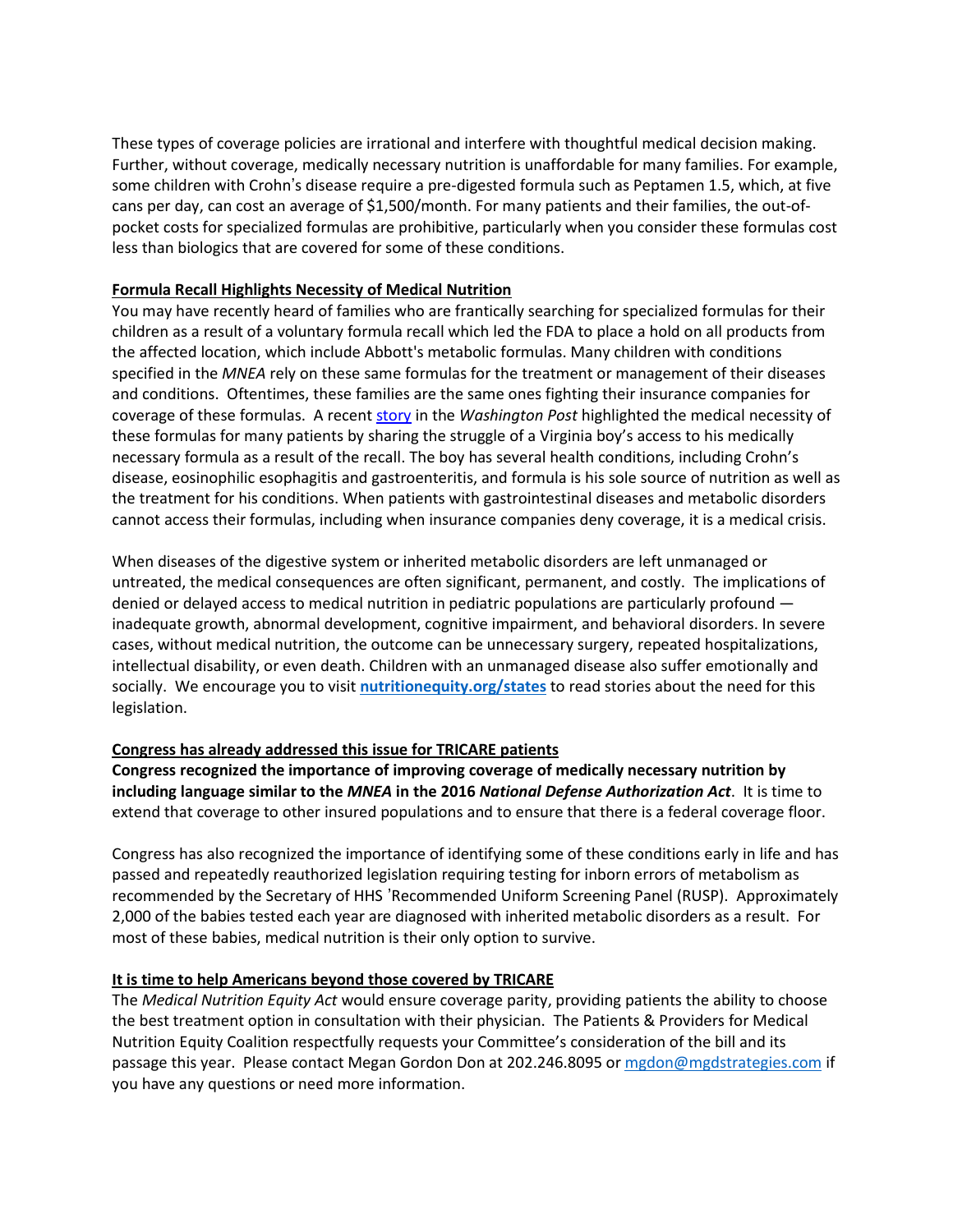These types of coverage policies are irrational and interfere with thoughtful medical decision making. Further, without coverage, medically necessary nutrition is unaffordable for many families. For example, some children with Crohn's disease require a pre-digested formula such as Peptamen 1.5, which, at five cans per day, can cost an average of $1,500/month. For many patients and their families, the out-of-pocket costs for specialized formulas are prohibitive, particularly when you consider these formulas cost less than biologics that are covered for some of these conditions.

**Formula Recall Highlights Necessity of Medical Nutrition**

You may have recently heard of families who are frantically searching for specialized formulas for their children as a result of a voluntary formula recall which led the FDA to place a hold on all products from the affected location, which include Abbott's metabolic formulas. Many children with conditions specified in the *MNEA* rely on these same formulas for the treatment or management of their diseases and conditions. Oftentimes, these families are the same ones fighting their insurance companies for coverage of these formulas. A recent story in the *Washington Post* highlighted the medical necessity of these formulas for many patients by sharing the struggle of a Virginia boy's access to his medically necessary formula as a result of the recall. The boy has several health conditions, including Crohn's disease, eosinophilic esophagitis and gastroenteritis, and formula is his sole source of nutrition as well as the treatment for his conditions. When patients with gastrointestinal diseases and metabolic disorders cannot access their formulas, including when insurance companies deny coverage, it is a medical crisis.

When diseases of the digestive system or inherited metabolic disorders are left unmanaged or untreated, the medical consequences are often significant, permanent, and costly. The implications of denied or delayed access to medical nutrition in pediatric populations are particularly profound — inadequate growth, abnormal development, cognitive impairment, and behavioral disorders. In severe cases, without medical nutrition, the outcome can be unnecessary surgery, repeated hospitalizations, intellectual disability, or even death. Children with an unmanaged disease also suffer emotionally and socially. We encourage you to visit **nutritionequity.org/states** to read stories about the need for this legislation.

**Congress has already addressed this issue for TRICARE patients**

**Congress recognized the importance of improving coverage of medically necessary nutrition by including language similar to the *MNEA* in the 2016 *National Defense Authorization Act*.** It is time to extend that coverage to other insured populations and to ensure that there is a federal coverage floor.

Congress has also recognized the importance of identifying some of these conditions early in life and has passed and repeatedly reauthorized legislation requiring testing for inborn errors of metabolism as recommended by the Secretary of HHS 'Recommended Uniform Screening Panel (RUSP). Approximately 2,000 of the babies tested each year are diagnosed with inherited metabolic disorders as a result. For most of these babies, medical nutrition is their only option to survive.

**It is time to help Americans beyond those covered by TRICARE**

The *Medical Nutrition Equity Act* would ensure coverage parity, providing patients the ability to choose the best treatment option in consultation with their physician. The Patients & Providers for Medical Nutrition Equity Coalition respectfully requests your Committee's consideration of the bill and its passage this year. Please contact Megan Gordon Don at 202.246.8095 or mgdon@mgdstrategies.com if you have any questions or need more information.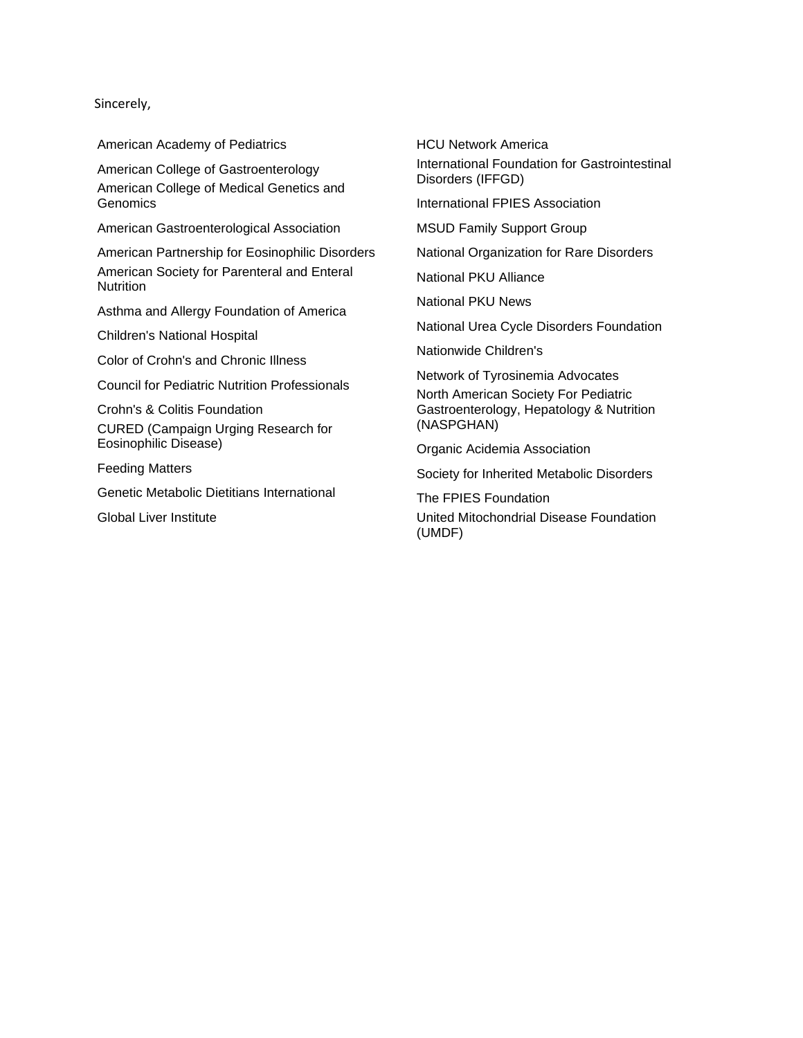Sincerely,

American Academy of Pediatrics

American College of Gastroenterology

American College of Medical Genetics and Genomics

American Gastroenterological Association

American Partnership for Eosinophilic Disorders

American Society for Parenteral and Enteral Nutrition

Asthma and Allergy Foundation of America

Children's National Hospital

Color of Crohn's and Chronic Illness

Council for Pediatric Nutrition Professionals

Crohn's & Colitis Foundation

CURED (Campaign Urging Research for Eosinophilic Disease)

Feeding Matters

Genetic Metabolic Dietitians International

Global Liver Institute

HCU Network America

International Foundation for Gastrointestinal Disorders (IFFGD)

International FPIES Association

MSUD Family Support Group

National Organization for Rare Disorders

National PKU Alliance

National PKU News

National Urea Cycle Disorders Foundation

Nationwide Children's

Network of Tyrosinemia Advocates

North American Society For Pediatric Gastroenterology, Hepatology & Nutrition (NASPGHAN)

Organic Acidemia Association

Society for Inherited Metabolic Disorders

The FPIES Foundation

United Mitochondrial Disease Foundation (UMDF)